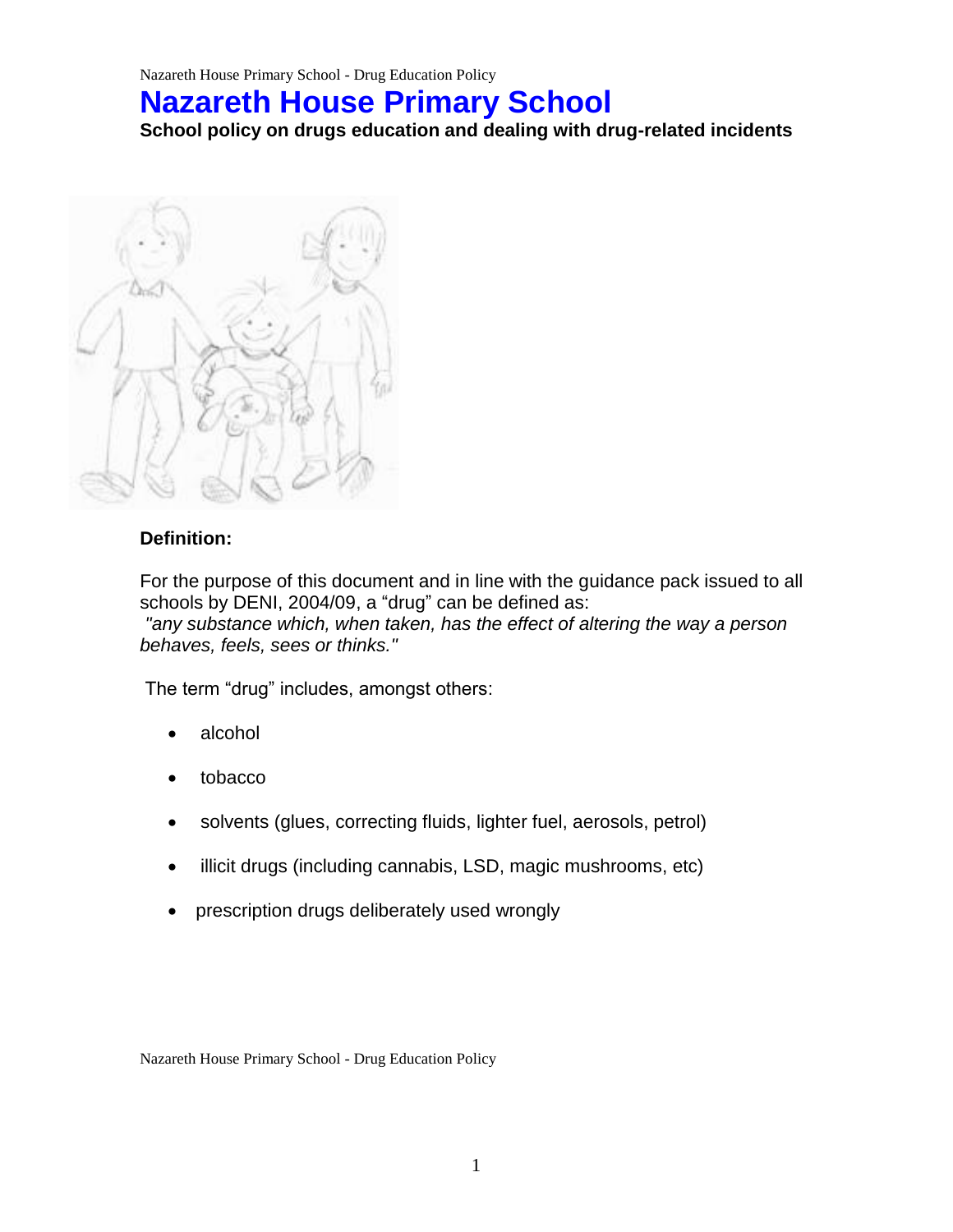# Nazareth House Primary School

**School policy on drugs education and dealing with drug-related incidents**

**Definition:**

For the purpose of this document and in line with the guidance pack issued to all schools by DENI, 2004/09, a "drug" can be defined as:
*"any substance which, when taken, has the effect of altering the way a person behaves, feels, sees or thinks."*

The term "drug" includes, amongst others:

- alcohol
- tobacco
- solvents (glues, correcting fluids, lighter fuel, aerosols, petrol)
- illicit drugs (including cannabis, LSD, magic mushrooms, etc)
- prescription drugs deliberately used wrongly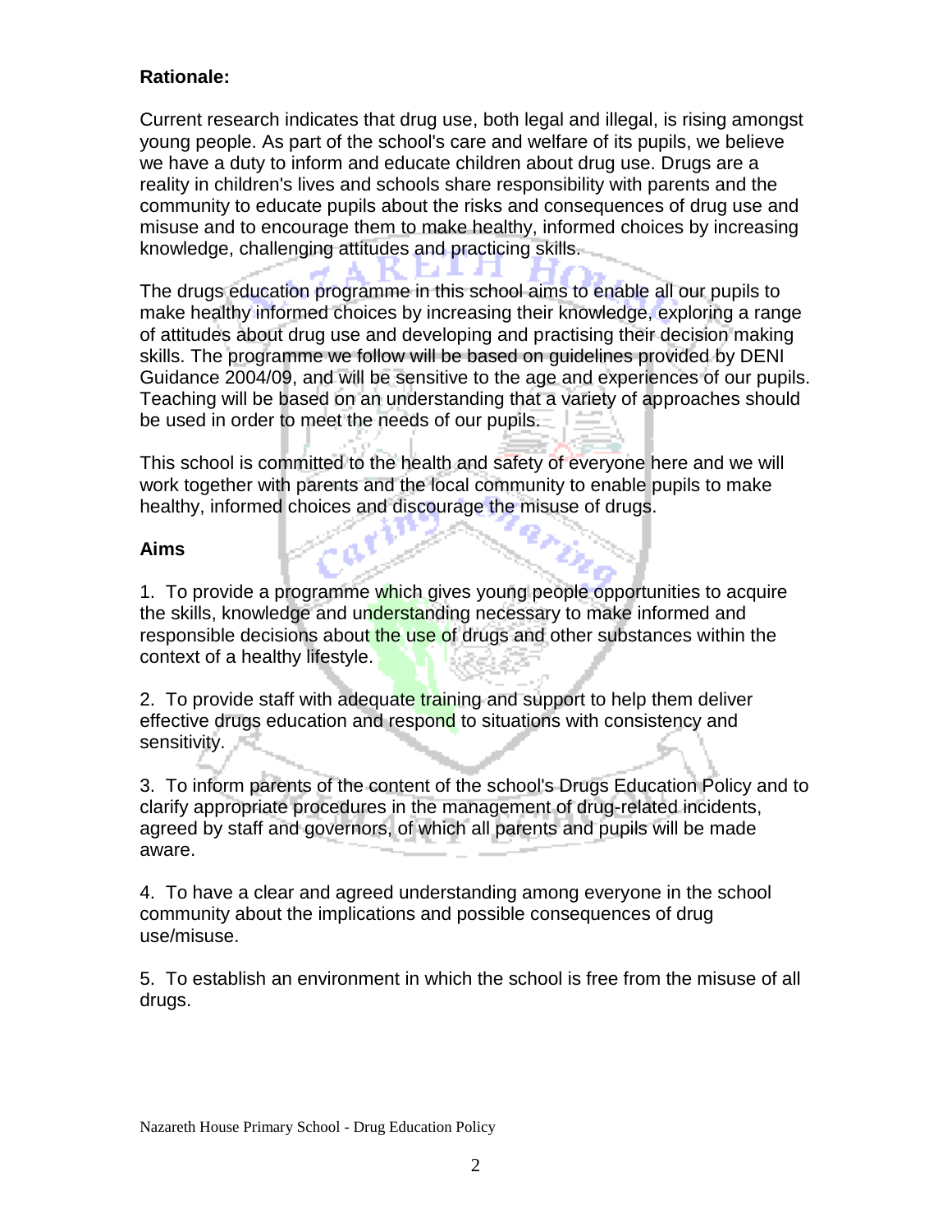**Rationale:**

Current research indicates that drug use, both legal and illegal, is rising amongst young people. As part of the school's care and welfare of its pupils, we believe we have a duty to inform and educate children about drug use. Drugs are a reality in children's lives and schools share responsibility with parents and the community to educate pupils about the risks and consequences of drug use and misuse and to encourage them to make healthy, informed choices by increasing knowledge, challenging attitudes and practicing skills.

The drugs education programme in this school aims to enable all our pupils to make healthy informed choices by increasing their knowledge, exploring a range of attitudes about drug use and developing and practising their decision making skills. The programme we follow will be based on guidelines provided by DENI Guidance 2004/09, and will be sensitive to the age and experiences of our pupils. Teaching will be based on an understanding that a variety of approaches should be used in order to meet the needs of our pupils.

This school is committed to the health and safety of everyone here and we will work together with parents and the local community to enable pupils to make healthy, informed choices and discourage the misuse of drugs.

**Aims**

1. To provide a programme which gives young people opportunities to acquire the skills, knowledge and understanding necessary to make informed and responsible decisions about the use of drugs and other substances within the context of a healthy lifestyle.

2. To provide staff with adequate training and support to help them deliver effective drugs education and respond to situations with consistency and sensitivity.

3. To inform parents of the content of the school's Drugs Education Policy and to clarify appropriate procedures in the management of drug-related incidents, agreed by staff and governors, of which all parents and pupils will be made aware.

4. To have a clear and agreed understanding among everyone in the school community about the implications and possible consequences of drug use/misuse.

5. To establish an environment in which the school is free from the misuse of all drugs.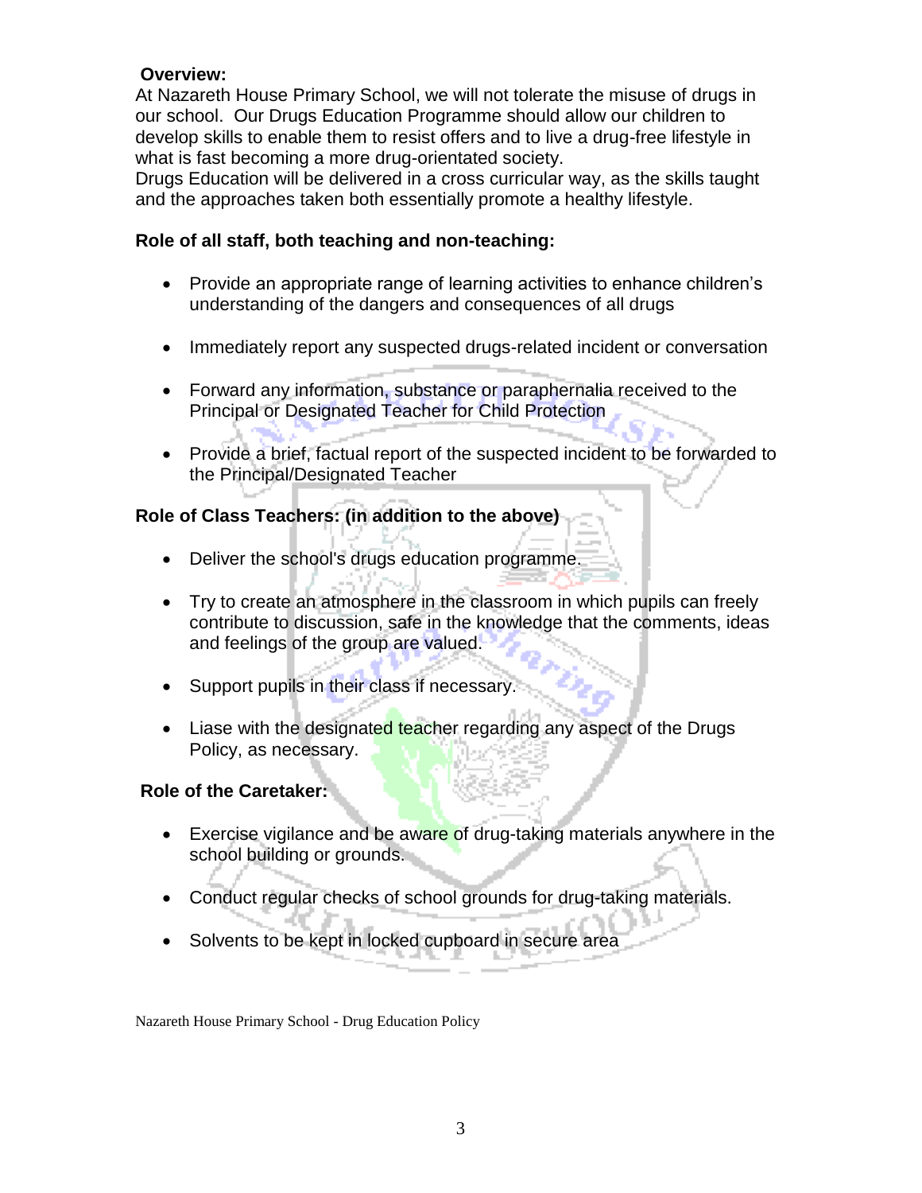**Overview:**

At Nazareth House Primary School, we will not tolerate the misuse of drugs in our school. Our Drugs Education Programme should allow our children to develop skills to enable them to resist offers and to live a drug-free lifestyle in what is fast becoming a more drug-orientated society.

Drugs Education will be delivered in a cross curricular way, as the skills taught and the approaches taken both essentially promote a healthy lifestyle.

**Role of all staff, both teaching and non-teaching:**

- Provide an appropriate range of learning activities to enhance children's understanding of the dangers and consequences of all drugs
- Immediately report any suspected drugs-related incident or conversation
- Forward any information, substance or paraphernalia received to the Principal or Designated Teacher for Child Protection
- Provide a brief, factual report of the suspected incident to be forwarded to the Principal/Designated Teacher

**Role of Class Teachers: (in addition to the above)**

- Deliver the school's drugs education programme.
- Try to create an atmosphere in the classroom in which pupils can freely contribute to discussion, safe in the knowledge that the comments, ideas and feelings of the group are valued.
- Support pupils in their class if necessary.
- Liase with the designated teacher regarding any aspect of the Drugs Policy, as necessary.

**Role of the Caretaker:**

- Exercise vigilance and be aware of drug-taking materials anywhere in the school building or grounds.
- Conduct regular checks of school grounds for drug-taking materials.
- Solvents to be kept in locked cupboard in secure area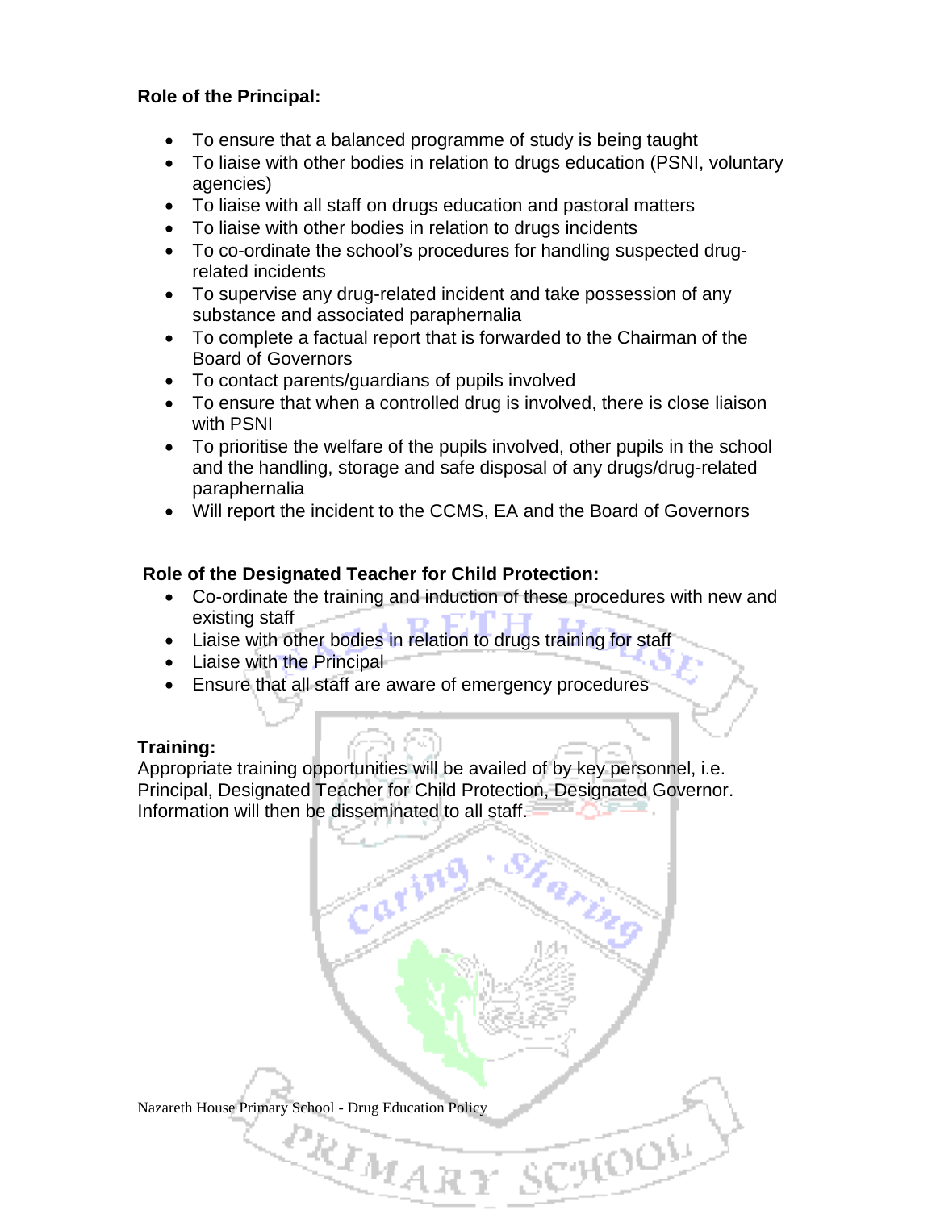**Role of the Principal:**

- To ensure that a balanced programme of study is being taught
- To liaise with other bodies in relation to drugs education (PSNI, voluntary agencies)
- To liaise with all staff on drugs education and pastoral matters
- To liaise with other bodies in relation to drugs incidents
- To co-ordinate the school's procedures for handling suspected drug-related incidents
- To supervise any drug-related incident and take possession of any substance and associated paraphernalia
- To complete a factual report that is forwarded to the Chairman of the Board of Governors
- To contact parents/guardians of pupils involved
- To ensure that when a controlled drug is involved, there is close liaison with PSNI
- To prioritise the welfare of the pupils involved, other pupils in the school and the handling, storage and safe disposal of any drugs/drug-related paraphernalia
- Will report the incident to the CCMS, EA and the Board of Governors

**Role of the Designated Teacher for Child Protection:**

- Co-ordinate the training and induction of these procedures with new and existing staff
- Liaise with other bodies in relation to drugs training for staff
- Liaise with the Principal
- Ensure that all staff are aware of emergency procedures

**Training:**
Appropriate training opportunities will be availed of by key personnel, i.e. Principal, Designated Teacher for Child Protection, Designated Governor. Information will then be disseminated to all staff.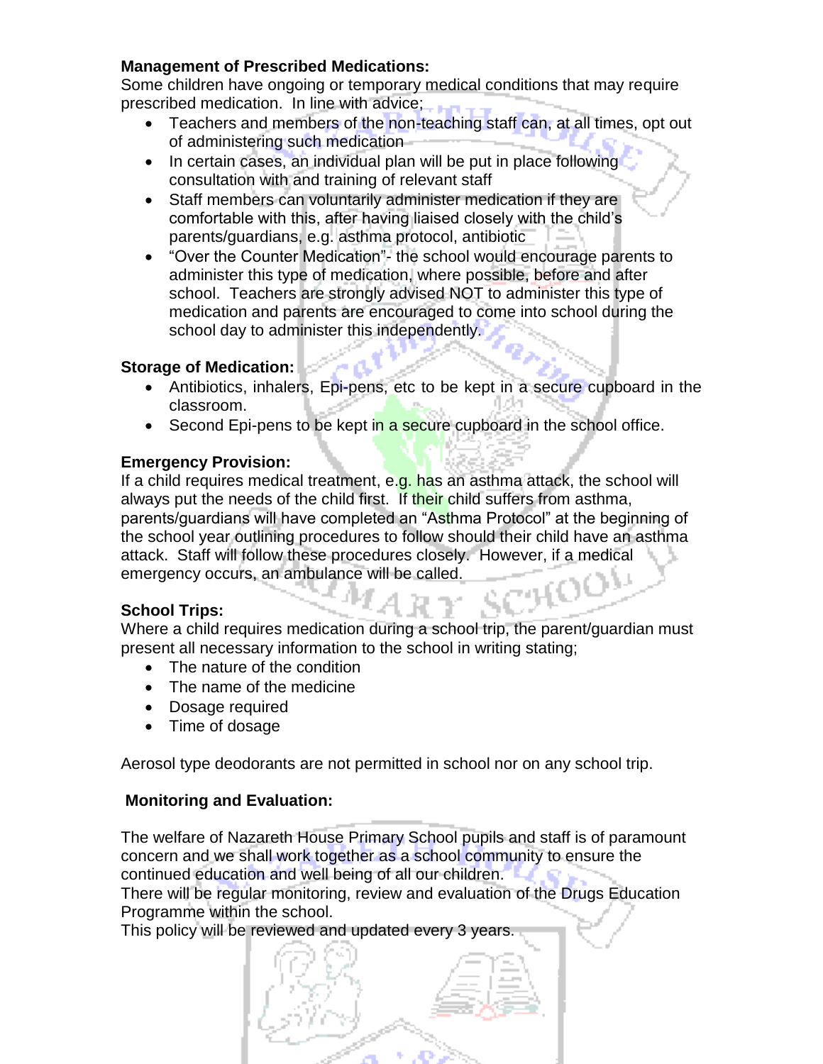**Management of Prescribed Medications:**

Some children have ongoing or temporary medical conditions that may require prescribed medication. In line with advice;

- Teachers and members of the non-teaching staff can, at all times, opt out of administering such medication
- In certain cases, an individual plan will be put in place following consultation with and training of relevant staff
- Staff members can voluntarily administer medication if they are comfortable with this, after having liaised closely with the child's parents/guardians, e.g. asthma protocol, antibiotic
- "Over the Counter Medication"- the school would encourage parents to administer this type of medication, where possible, before and after school. Teachers are strongly advised NOT to administer this type of medication and parents are encouraged to come into school during the school day to administer this independently.

**Storage of Medication:**

- Antibiotics, inhalers, Epi-pens, etc to be kept in a secure cupboard in the classroom.
- Second Epi-pens to be kept in a secure cupboard in the school office.

**Emergency Provision:**

If a child requires medical treatment, e.g. has an asthma attack, the school will always put the needs of the child first. If their child suffers from asthma, parents/guardians will have completed an "Asthma Protocol" at the beginning of the school year outlining procedures to follow should their child have an asthma attack. Staff will follow these procedures closely. However, if a medical emergency occurs, an ambulance will be called.

**School Trips:**

Where a child requires medication during a school trip, the parent/guardian must present all necessary information to the school in writing stating;

- The nature of the condition
- The name of the medicine
- Dosage required
- Time of dosage

Aerosol type deodorants are not permitted in school nor on any school trip.

**Monitoring and Evaluation:**

The welfare of Nazareth House Primary School pupils and staff is of paramount concern and we shall work together as a school community to ensure the continued education and well being of all our children.

There will be regular monitoring, review and evaluation of the Drugs Education Programme within the school.

This policy will be reviewed and updated every 3 years.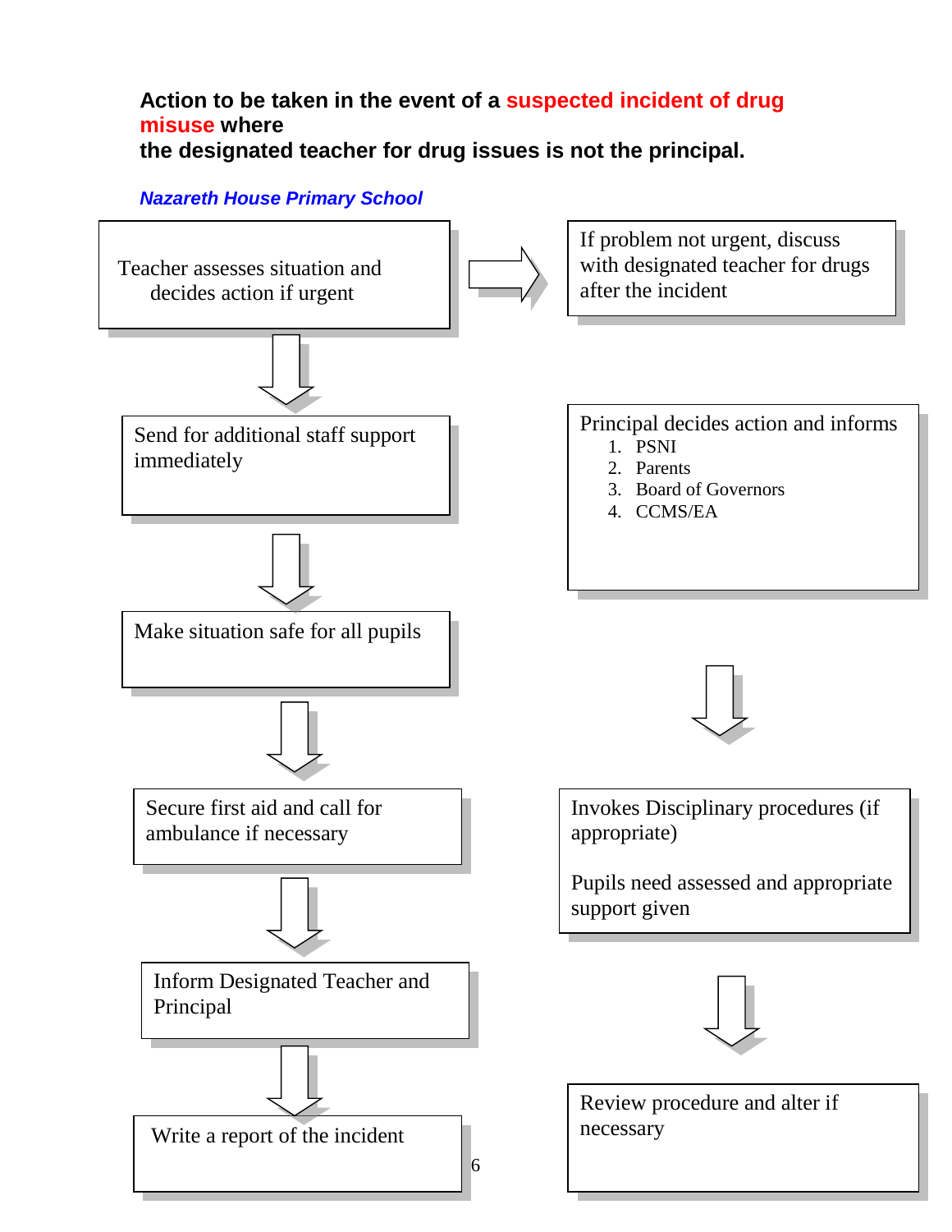**Action to be taken in the event of a suspected incident of drug misuse where the designated teacher for drug issues is not the principal.**

***Nazareth House Primary School***

Teacher assesses situation and decides action if urgent

If problem not urgent, discuss with designated teacher for drugs after the incident

Send for additional staff support immediately

Make situation safe for all pupils

Secure first aid and call for ambulance if necessary

Inform Designated Teacher and Principal

Write a report of the incident

Principal decides action and informs

1. PSNI
2. Parents
3. Board of Governors
4. CCMS/EA

Invokes Disciplinary procedures (if appropriate)

Pupils need assessed and appropriate support given

Review procedure and alter if necessary